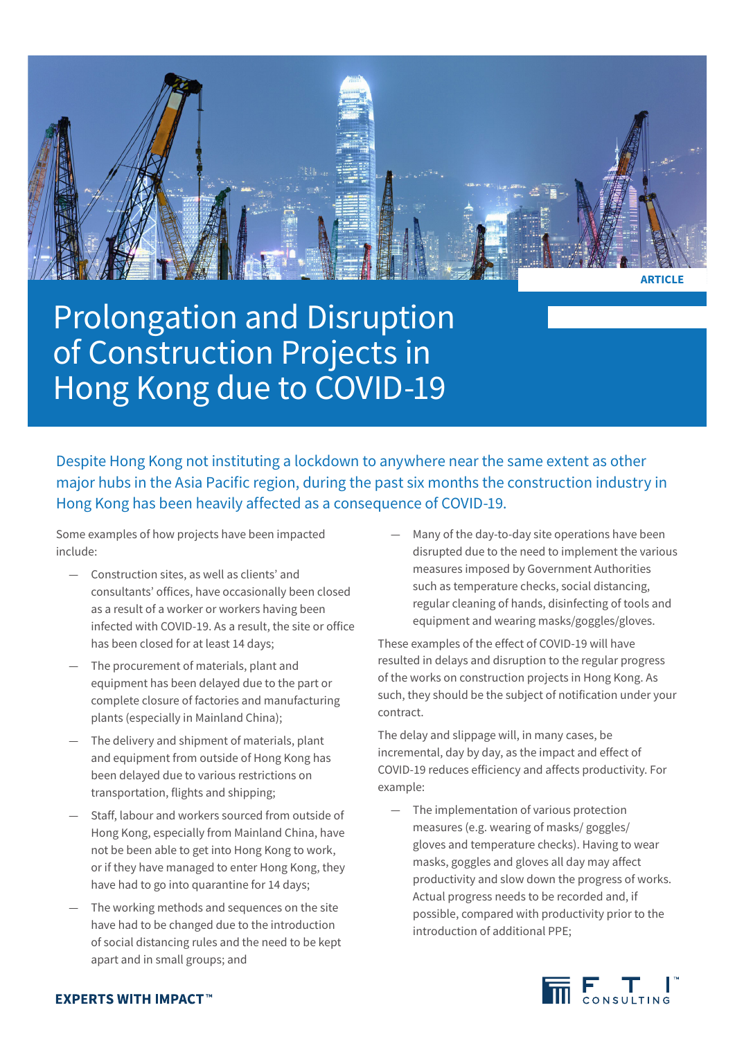ARTICLE

# Prolongation and Disruption of Construction Projects in Hong Kong due to COVID-19

Despite Hong Kong not instituting a lockdown to anywhere near the same extent as other major hubs in the Asia Pacific region, during the past six months the construction industry in Hong Kong has been heavily affected as a consequence of COVID-19.

Some examples of how projects have been impacted include:

- Construction sites, as well as clients' and consultants' offices, have occasionally been closed as a result of a worker or workers having been infected with COVID-19. As a result, the site or office has been closed for at least 14 days;
- The procurement of materials, plant and equipment has been delayed due to the part or complete closure of factories and manufacturing plants (especially in Mainland China);
- The delivery and shipment of materials, plant and equipment from outside of Hong Kong has been delayed due to various restrictions on transportation, flights and shipping;
- Staff, labour and workers sourced from outside of Hong Kong, especially from Mainland China, have not be been able to get into Hong Kong to work, or if they have managed to enter Hong Kong, they have had to go into quarantine for 14 days;
- The working methods and sequences on the site have had to be changed due to the introduction of social distancing rules and the need to be kept apart and in small groups; and
- Many of the day-to-day site operations have been disrupted due to the need to implement the various measures imposed by Government Authorities such as temperature checks, social distancing, regular cleaning of hands, disinfecting of tools and equipment and wearing masks/goggles/gloves.

These examples of the effect of COVID-19 will have resulted in delays and disruption to the regular progress of the works on construction projects in Hong Kong. As such, they should be the subject of notification under your contract.

The delay and slippage will, in many cases, be incremental, day by day, as the impact and effect of COVID-19 reduces efficiency and affects productivity. For example:

- The implementation of various protection measures (e.g. wearing of masks/ goggles/ gloves and temperature checks). Having to wear masks, goggles and gloves all day may affect productivity and slow down the progress of works. Actual progress needs to be recorded and, if possible, compared with productivity prior to the introduction of additional PPE;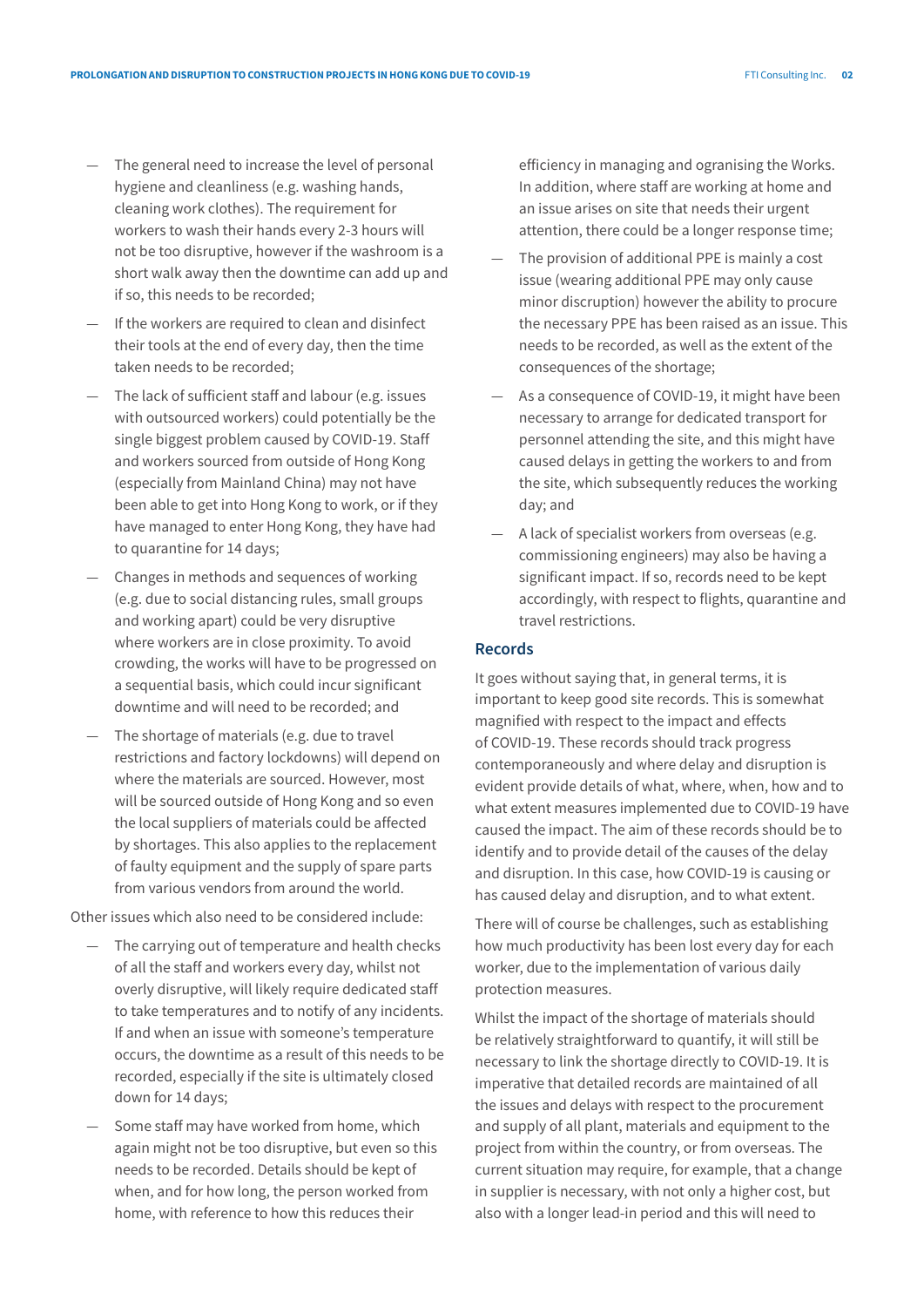- The general need to increase the level of personal hygiene and cleanliness (e.g. washing hands, cleaning work clothes). The requirement for workers to wash their hands every 2-3 hours will not be too disruptive, however if the washroom is a short walk away then the downtime can add up and if so, this needs to be recorded;
- If the workers are required to clean and disinfect their tools at the end of every day, then the time taken needs to be recorded;
- The lack of sufficient staff and labour (e.g. issues with outsourced workers) could potentially be the single biggest problem caused by COVID-19. Staff and workers sourced from outside of Hong Kong (especially from Mainland China) may not have been able to get into Hong Kong to work, or if they have managed to enter Hong Kong, they have had to quarantine for 14 days;
- Changes in methods and sequences of working (e.g. due to social distancing rules, small groups and working apart) could be very disruptive where workers are in close proximity. To avoid crowding, the works will have to be progressed on a sequential basis, which could incur significant downtime and will need to be recorded; and
- The shortage of materials (e.g. due to travel restrictions and factory lockdowns) will depend on where the materials are sourced. However, most will be sourced outside of Hong Kong and so even the local suppliers of materials could be affected by shortages. This also applies to the replacement of faulty equipment and the supply of spare parts from various vendors from around the world.

Other issues which also need to be considered include:

- The carrying out of temperature and health checks of all the staff and workers every day, whilst not overly disruptive, will likely require dedicated staff to take temperatures and to notify of any incidents. If and when an issue with someone's temperature occurs, the downtime as a result of this needs to be recorded, especially if the site is ultimately closed down for 14 days;
- Some staff may have worked from home, which again might not be too disruptive, but even so this needs to be recorded. Details should be kept of when, and for how long, the person worked from home, with reference to how this reduces their efficiency in managing and ogranising the Works. In addition, where staff are working at home and an issue arises on site that needs their urgent attention, there could be a longer response time;
- The provision of additional PPE is mainly a cost issue (wearing additional PPE may only cause minor discruption) however the ability to procure the necessary PPE has been raised as an issue. This needs to be recorded, as well as the extent of the consequences of the shortage;
- As a consequence of COVID-19, it might have been necessary to arrange for dedicated transport for personnel attending the site, and this might have caused delays in getting the workers to and from the site, which subsequently reduces the working day; and
- A lack of specialist workers from overseas (e.g. commissioning engineers) may also be having a significant impact. If so, records need to be kept accordingly, with respect to flights, quarantine and travel restrictions.

## Records

It goes without saying that, in general terms, it is important to keep good site records. This is somewhat magnified with respect to the impact and effects of COVID-19. These records should track progress contemporaneously and where delay and disruption is evident provide details of what, where, when, how and to what extent measures implemented due to COVID-19 have caused the impact. The aim of these records should be to identify and to provide detail of the causes of the delay and disruption. In this case, how COVID-19 is causing or has caused delay and disruption, and to what extent.

There will of course be challenges, such as establishing how much productivity has been lost every day for each worker, due to the implementation of various daily protection measures.

Whilst the impact of the shortage of materials should be relatively straightforward to quantify, it will still be necessary to link the shortage directly to COVID-19. It is imperative that detailed records are maintained of all the issues and delays with respect to the procurement and supply of all plant, materials and equipment to the project from within the country, or from overseas. The current situation may require, for example, that a change in supplier is necessary, with not only a higher cost, but also with a longer lead-in period and this will need to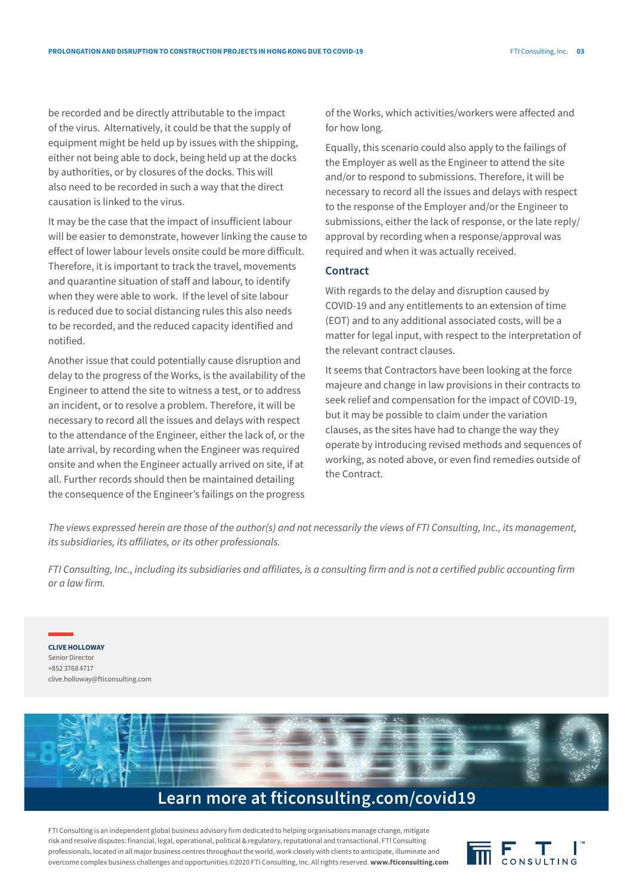be recorded and be directly attributable to the impact of the virus. Alternatively, it could be that the supply of equipment might be held up by issues with the shipping, either not being able to dock, being held up at the docks by authorities, or by closures of the docks. This will also need to be recorded in such a way that the direct causation is linked to the virus.

It may be the case that the impact of insufficient labour will be easier to demonstrate, however linking the cause to effect of lower labour levels onsite could be more difficult. Therefore, it is important to track the travel, movements and quarantine situation of staff and labour, to identify when they were able to work. If the level of site labour is reduced due to social distancing rules this also needs to be recorded, and the reduced capacity identified and notified.

Another issue that could potentially cause disruption and delay to the progress of the Works, is the availability of the Engineer to attend the site to witness a test, or to address an incident, or to resolve a problem. Therefore, it will be necessary to record all the issues and delays with respect to the attendance of the Engineer, either the lack of, or the late arrival, by recording when the Engineer was required onsite and when the Engineer actually arrived on site, if at all. Further records should then be maintained detailing the consequence of the Engineer's failings on the progress of the Works, which activities/workers were affected and for how long.

Equally, this scenario could also apply to the failings of the Employer as well as the Engineer to attend the site and/or to respond to submissions. Therefore, it will be necessary to record all the issues and delays with respect to the response of the Employer and/or the Engineer to submissions, either the lack of response, or the late reply/approval by recording when a response/approval was required and when it was actually received.

### Contract

With regards to the delay and disruption caused by COVID-19 and any entitlements to an extension of time (EOT) and to any additional associated costs, will be a matter for legal input, with respect to the interpretation of the relevant contract clauses.

It seems that Contractors have been looking at the force majeure and change in law provisions in their contracts to seek relief and compensation for the impact of COVID-19, but it may be possible to claim under the variation clauses, as the sites have had to change the way they operate by introducing revised methods and sequences of working, as noted above, or even find remedies outside of the Contract.

*The views expressed herein are those of the author(s) and not necessarily the views of FTI Consulting, Inc., its management, its subsidiaries, its affiliates, or its other professionals.*

*FTI Consulting, Inc., including its subsidiaries and affiliates, is a consulting firm and is not a certified public accounting firm or a law firm.*

**CLIVE HOLLOWAY**
Senior Director
+852 3768 4717
clive.holloway@fticonsulting.com

Learn more at fticonsulting.com/covid19

FTI Consulting is an independent global business advisory firm dedicated to helping organisations manage change, mitigate risk and resolve disputes: financial, legal, operational, political & regulatory, reputational and transactional. FTI Consulting professionals, located in all major business centres throughout the world, work closely with clients to anticipate, illuminate and overcome complex business challenges and opportunities.©2020 FTI Consulting, Inc. All rights reserved. **www.fticonsulting.com**

FTI CONSULTING